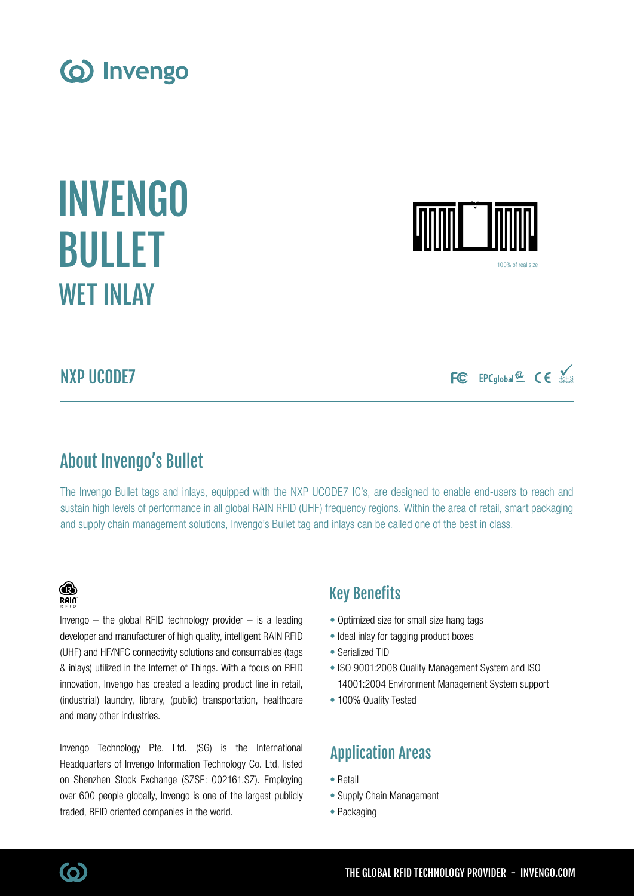# INVENGO BULLET

## WET INLAY

100% of real size

## NXP UCODE7

## About Invengo's Bullet

The Invengo Bullet tags and inlays, equipped with the NXP UCODE7 IC's, are designed to enable end-users to reach and sustain high levels of performance in all global RAIN RFID (UHF) frequency regions. Within the area of retail, smart packaging and supply chain management solutions, Invengo's Bullet tag and inlays can be called one of the best in class.

Invengo – the global RFID technology provider – is a leading developer and manufacturer of high quality, intelligent RAIN RFID (UHF) and HF/NFC connectivity solutions and consumables (tags & inlays) utilized in the Internet of Things. With a focus on RFID innovation, Invengo has created a leading product line in retail, (industrial) laundry, library, (public) transportation, healthcare and many other industries.

Invengo Technology Pte. Ltd. (SG) is the International Headquarters of Invengo Information Technology Co. Ltd, listed on Shenzhen Stock Exchange (SZSE: 002161.SZ). Employing over 600 people globally, Invengo is one of the largest publicly traded, RFID oriented companies in the world.

## Key Benefits

- Optimized size for small size hang tags
- Ideal inlay for tagging product boxes
- Serialized TID
- ISO 9001:2008 Quality Management System and ISO 14001:2004 Environment Management System support
- 100% Quality Tested

## Application Areas

- Retail
- Supply Chain Management
- Packaging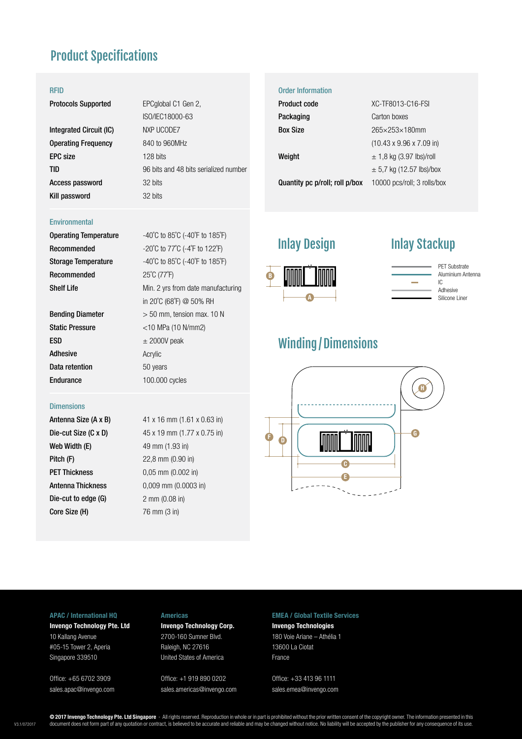# Product Specifications

### RFID

| | |
|---|---|
| **Protocols Supported** | EPCglobal C1 Gen 2, ISO/IEC18000-63 |
| **Integrated Circuit (IC)** | NXP UCODE7 |
| **Operating Frequency** | 840 to 960MHz |
| **EPC size** | 128 bits |
| **TID** | 96 bits and 48 bits serialized number |
| **Access password** | 32 bits |
| **Kill password** | 32 bits |

### Environmental

| | |
|---|---|
| **Operating Temperature** | -40˚C to 85˚C (-40˚F to 185˚F) |
| **Recommended** | -20˚C to 77˚C (-4˚F to 122˚F) |
| **Storage Temperature** | -40˚C to 85˚C (-40˚F to 185˚F) |
| **Recommended** | 25˚C (77˚F) |
| **Shelf Life** | Min. 2 yrs from date manufacturing in 20˚C (68˚F) @ 50% RH |
| **Bending Diameter** | > 50 mm, tension max. 10 N |
| **Static Pressure** | <10 MPa (10 N/mm2) |
| **ESD** | ± 2000V peak |
| **Adhesive** | Acrylic |
| **Data retention** | 50 years |
| **Endurance** | 100.000 cycles |

### Dimensions

| | |
|---|---|
| **Antenna Size (A x B)** | 41 x 16 mm (1.61 x 0.63 in) |
| **Die-cut Size (C x D)** | 45 x 19 mm (1.77 x 0.75 in) |
| **Web Width (E)** | 49 mm (1.93 in) |
| **Pitch (F)** | 22,8 mm (0.90 in) |
| **PET Thickness** | 0,05 mm (0.002 in) |
| **Antenna Thickness** | 0,009 mm (0.0003 in) |
| **Die-cut to edge (G)** | 2 mm (0.08 in) |
| **Core Size (H)** | 76 mm (3 in) |

### Order Information

| | |
|---|---|
| **Product code** | XC-TF8013-C16-FSI |
| **Packaging** | Carton boxes |
| **Box Size** | 265×253×180mm (10.43 x 9.96 x 7.09 in) |
| **Weight** | ± 1,8 kg (3.97 lbs)/roll<br>± 5,7 kg (12.57 lbs)/box |
| **Quantity pc p/roll; roll p/box** | 10000 pcs/roll; 3 rolls/box |

## Inlay Design

B

A

## Inlay Stackup

PET Substrate
Aluminium Antenna
IC
Adhesive
Silicone Liner

## Winding / Dimensions

H
F
D
G
C
E

---

**APAC / International HQ**
**Invengo Technology Pte. Ltd**
10 Kallang Avenue
#05-15 Tower 2, Aperia
Singapore 339510

Office: +65 6702 3909
sales.apac@invengo.com

**Americas**
**Invengo Technology Corp.**
2700-160 Sumner Blvd.
Raleigh, NC 27616
United States of America

Office: +1 919 890 0202
sales.americas@invengo.com

**EMEA / Global Textile Services**
**Invengo Technologies**
180 Voie Ariane – Athélia 1
13600 La Ciotat
France

Office: +33 413 96 1111
sales.emea@invengo.com

V3.1/072017

**© 2017 Invengo Technology Pte. Ltd Singapore** - All rights reserved. Reproduction in whole or in part is prohibited without the prior written consent of the copyright owner. The information presented in this document does not form part of any quotation or contract, is believed to be accurate and reliable and may be changed without notice. No liability will be accepted by the publisher for any consequence of its use.